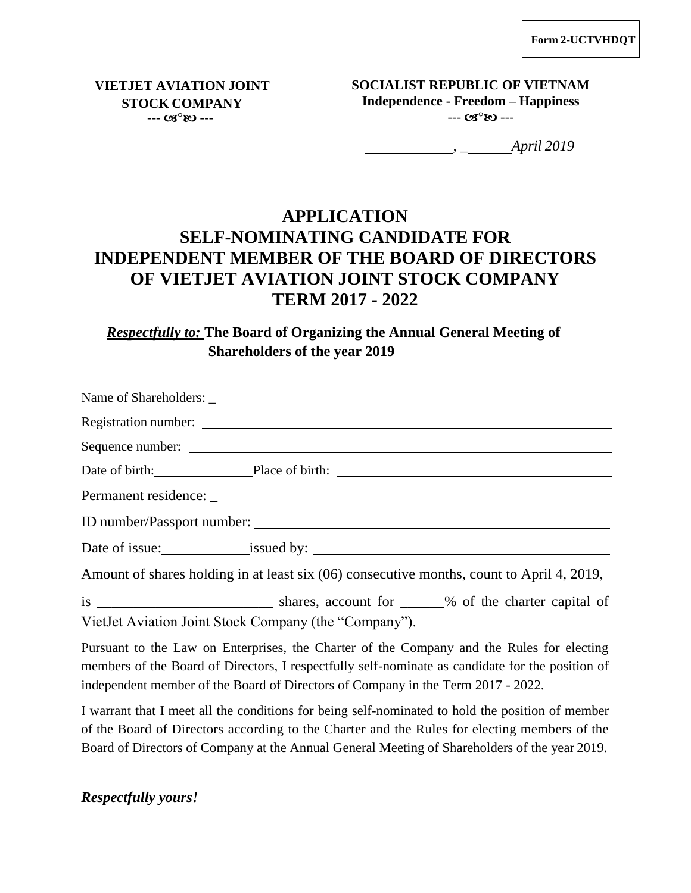Form 2-UCTVHDQT

**VIETJET AVIATION JOINT STOCK COMPANY**
--- ☙○❧ ---

**SOCIALIST REPUBLIC OF VIETNAM**
**Independence - Freedom – Happiness**
--- ☙○❧ ---

*____________, ______April 2019*

# APPLICATION
# SELF-NOMINATING CANDIDATE FOR INDEPENDENT MEMBER OF THE BOARD OF DIRECTORS OF VIETJET AVIATION JOINT STOCK COMPANY TERM 2017 - 2022

***Respectfully to:*** **The Board of Organizing the Annual General Meeting of Shareholders of the year 2019**

Name of Shareholders: ____________________________________________

Registration number: ____________________________________________

Sequence number: ____________________________________________

Date of birth:______________ Place of birth: ______________________________

Permanent residence: ____________________________________________

ID number/Passport number: ______________________________________

Date of issue:____________ issued by: _________________________________

Amount of shares holding in at least six (06) consecutive months, count to April 4, 2019, is ________________________ shares, account for ______% of the charter capital of VietJet Aviation Joint Stock Company (the "Company").

Pursuant to the Law on Enterprises, the Charter of the Company and the Rules for electing members of the Board of Directors, I respectfully self-nominate as candidate for the position of independent member of the Board of Directors of Company in the Term 2017 - 2022.

I warrant that I meet all the conditions for being self-nominated to hold the position of member of the Board of Directors according to the Charter and the Rules for electing members of the Board of Directors of Company at the Annual General Meeting of Shareholders of the year 2019.

***Respectfully yours!***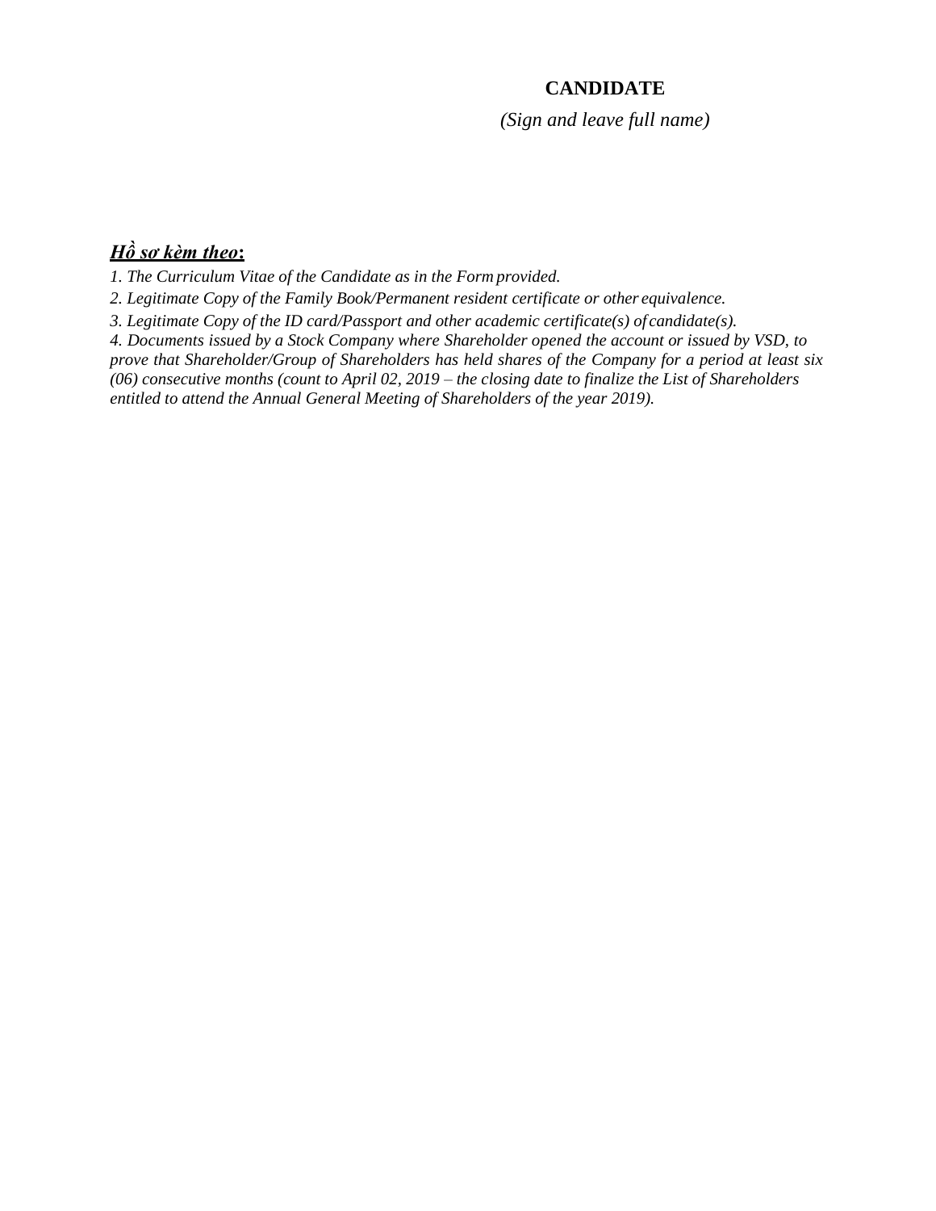**CANDIDATE**

*(Sign and leave full name)*

***Hồ sơ kèm theo*:**

*1. The Curriculum Vitae of the Candidate as in the Form provided.*

*2. Legitimate Copy of the Family Book/Permanent resident certificate or other equivalence.*

*3. Legitimate Copy of the ID card/Passport and other academic certificate(s) of candidate(s).*

*4. Documents issued by a Stock Company where Shareholder opened the account or issued by VSD, to prove that Shareholder/Group of Shareholders has held shares of the Company for a period at least six (06) consecutive months (count to April 02, 2019 – the closing date to finalize the List of Shareholders entitled to attend the Annual General Meeting of Shareholders of the year 2019).*